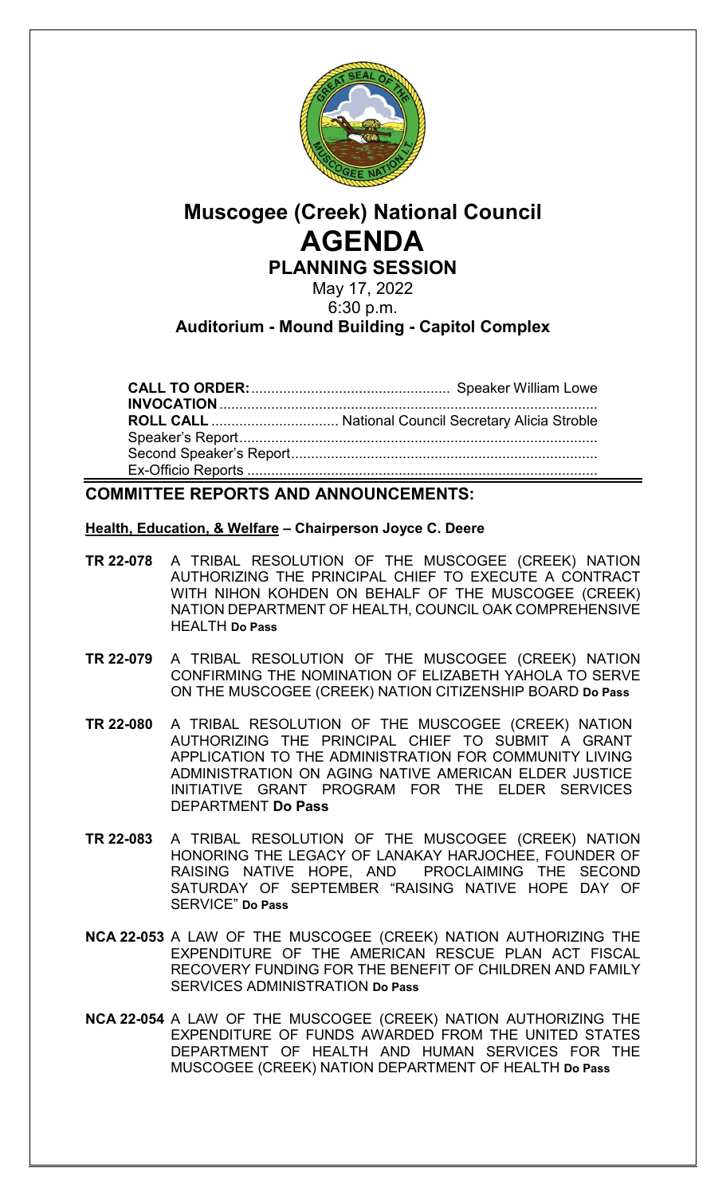# Muscogee (Creek) National Council

# AGENDA

## PLANNING SESSION

May 17, 2022

6:30 p.m.

**Auditorium - Mound Building - Capitol Complex**

**CALL TO ORDER:** .................................................. Speaker William Lowe
**INVOCATION** ..............................................................................................
**ROLL CALL** ............................... National Council Secretary Alicia Stroble
Speaker's Report..........................................................................................
Second Speaker's Report.............................................................................
Ex-Officio Reports ........................................................................................

## COMMITTEE REPORTS AND ANNOUNCEMENTS:

**Health, Education, & Welfare – Chairperson Joyce C. Deere**

**TR 22-078** A TRIBAL RESOLUTION OF THE MUSCOGEE (CREEK) NATION AUTHORIZING THE PRINCIPAL CHIEF TO EXECUTE A CONTRACT WITH NIHON KOHDEN ON BEHALF OF THE MUSCOGEE (CREEK) NATION DEPARTMENT OF HEALTH, COUNCIL OAK COMPREHENSIVE HEALTH **Do Pass**

**TR 22-079** A TRIBAL RESOLUTION OF THE MUSCOGEE (CREEK) NATION CONFIRMING THE NOMINATION OF ELIZABETH YAHOLA TO SERVE ON THE MUSCOGEE (CREEK) NATION CITIZENSHIP BOARD **Do Pass**

**TR 22-080** A TRIBAL RESOLUTION OF THE MUSCOGEE (CREEK) NATION AUTHORIZING THE PRINCIPAL CHIEF TO SUBMIT A GRANT APPLICATION TO THE ADMINISTRATION FOR COMMUNITY LIVING ADMINISTRATION ON AGING NATIVE AMERICAN ELDER JUSTICE INITIATIVE GRANT PROGRAM FOR THE ELDER SERVICES DEPARTMENT **Do Pass**

**TR 22-083** A TRIBAL RESOLUTION OF THE MUSCOGEE (CREEK) NATION HONORING THE LEGACY OF LANAKAY HARJOCHEE, FOUNDER OF RAISING NATIVE HOPE, AND PROCLAIMING THE SECOND SATURDAY OF SEPTEMBER "RAISING NATIVE HOPE DAY OF SERVICE" **Do Pass**

**NCA 22-053** A LAW OF THE MUSCOGEE (CREEK) NATION AUTHORIZING THE EXPENDITURE OF THE AMERICAN RESCUE PLAN ACT FISCAL RECOVERY FUNDING FOR THE BENEFIT OF CHILDREN AND FAMILY SERVICES ADMINISTRATION **Do Pass**

**NCA 22-054** A LAW OF THE MUSCOGEE (CREEK) NATION AUTHORIZING THE EXPENDITURE OF FUNDS AWARDED FROM THE UNITED STATES DEPARTMENT OF HEALTH AND HUMAN SERVICES FOR THE MUSCOGEE (CREEK) NATION DEPARTMENT OF HEALTH **Do Pass**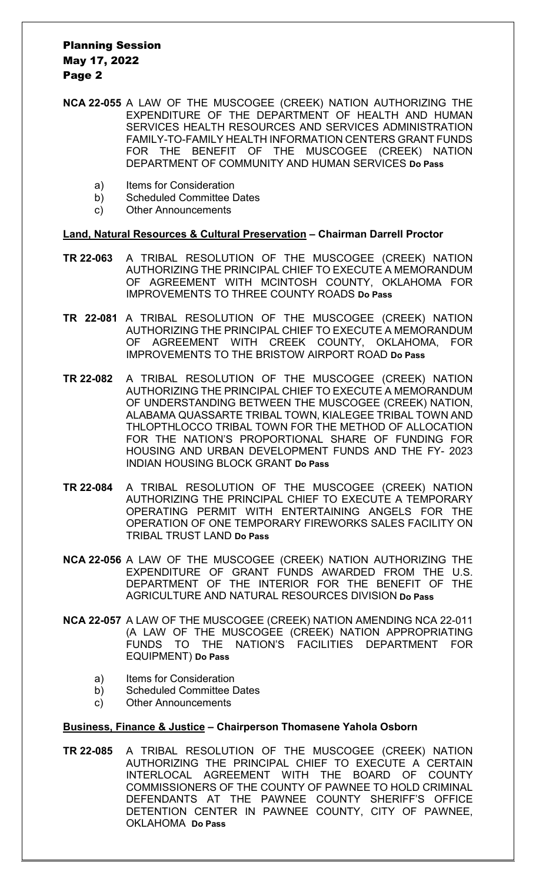**NCA 22-055** A LAW OF THE MUSCOGEE (CREEK) NATION AUTHORIZING THE EXPENDITURE OF THE DEPARTMENT OF HEALTH AND HUMAN SERVICES HEALTH RESOURCES AND SERVICES ADMINISTRATION FAMILY-TO-FAMILY HEALTH INFORMATION CENTERS GRANT FUNDS FOR THE BENEFIT OF THE MUSCOGEE (CREEK) NATION DEPARTMENT OF COMMUNITY AND HUMAN SERVICES **Do Pass**

a) Items for Consideration
b) Scheduled Committee Dates
c) Other Announcements

**Land, Natural Resources & Cultural Preservation – Chairman Darrell Proctor**

**TR 22-063** A TRIBAL RESOLUTION OF THE MUSCOGEE (CREEK) NATION AUTHORIZING THE PRINCIPAL CHIEF TO EXECUTE A MEMORANDUM OF AGREEMENT WITH MCINTOSH COUNTY, OKLAHOMA FOR IMPROVEMENTS TO THREE COUNTY ROADS **Do Pass**

**TR 22-081** A TRIBAL RESOLUTION OF THE MUSCOGEE (CREEK) NATION AUTHORIZING THE PRINCIPAL CHIEF TO EXECUTE A MEMORANDUM OF AGREEMENT WITH CREEK COUNTY, OKLAHOMA, FOR IMPROVEMENTS TO THE BRISTOW AIRPORT ROAD **Do Pass**

**TR 22-082** A TRIBAL RESOLUTION OF THE MUSCOGEE (CREEK) NATION AUTHORIZING THE PRINCIPAL CHIEF TO EXECUTE A MEMORANDUM OF UNDERSTANDING BETWEEN THE MUSCOGEE (CREEK) NATION, ALABAMA QUASSARTE TRIBAL TOWN, KIALEGEE TRIBAL TOWN AND THLOPTHLOCCO TRIBAL TOWN FOR THE METHOD OF ALLOCATION FOR THE NATION'S PROPORTIONAL SHARE OF FUNDING FOR HOUSING AND URBAN DEVELOPMENT FUNDS AND THE FY- 2023 INDIAN HOUSING BLOCK GRANT **Do Pass**

**TR 22-084** A TRIBAL RESOLUTION OF THE MUSCOGEE (CREEK) NATION AUTHORIZING THE PRINCIPAL CHIEF TO EXECUTE A TEMPORARY OPERATING PERMIT WITH ENTERTAINING ANGELS FOR THE OPERATION OF ONE TEMPORARY FIREWORKS SALES FACILITY ON TRIBAL TRUST LAND **Do Pass**

**NCA 22-056** A LAW OF THE MUSCOGEE (CREEK) NATION AUTHORIZING THE EXPENDITURE OF GRANT FUNDS AWARDED FROM THE U.S. DEPARTMENT OF THE INTERIOR FOR THE BENEFIT OF THE AGRICULTURE AND NATURAL RESOURCES DIVISION **Do Pass**

**NCA 22-057** A LAW OF THE MUSCOGEE (CREEK) NATION AMENDING NCA 22-011 (A LAW OF THE MUSCOGEE (CREEK) NATION APPROPRIATING FUNDS TO THE NATION'S FACILITIES DEPARTMENT FOR EQUIPMENT) **Do Pass**

a) Items for Consideration
b) Scheduled Committee Dates
c) Other Announcements

**Business, Finance & Justice – Chairperson Thomasene Yahola Osborn**

**TR 22-085** A TRIBAL RESOLUTION OF THE MUSCOGEE (CREEK) NATION AUTHORIZING THE PRINCIPAL CHIEF TO EXECUTE A CERTAIN INTERLOCAL AGREEMENT WITH THE BOARD OF COUNTY COMMISSIONERS OF THE COUNTY OF PAWNEE TO HOLD CRIMINAL DEFENDANTS AT THE PAWNEE COUNTY SHERIFF'S OFFICE DETENTION CENTER IN PAWNEE COUNTY, CITY OF PAWNEE, OKLAHOMA **Do Pass**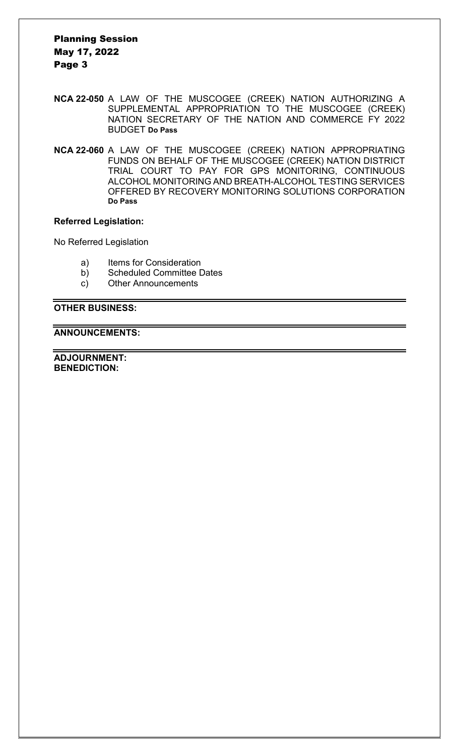**NCA 22-050** A LAW OF THE MUSCOGEE (CREEK) NATION AUTHORIZING A SUPPLEMENTAL APPROPRIATION TO THE MUSCOGEE (CREEK) NATION SECRETARY OF THE NATION AND COMMERCE FY 2022 BUDGET **Do Pass**

**NCA 22-060** A LAW OF THE MUSCOGEE (CREEK) NATION APPROPRIATING FUNDS ON BEHALF OF THE MUSCOGEE (CREEK) NATION DISTRICT TRIAL COURT TO PAY FOR GPS MONITORING, CONTINUOUS ALCOHOL MONITORING AND BREATH-ALCOHOL TESTING SERVICES OFFERED BY RECOVERY MONITORING SOLUTIONS CORPORATION **Do Pass**

**Referred Legislation:**

No Referred Legislation

a) Items for Consideration
b) Scheduled Committee Dates
c) Other Announcements

**OTHER BUSINESS:**

**ANNOUNCEMENTS:**

**ADJOURNMENT:**
**BENEDICTION:**